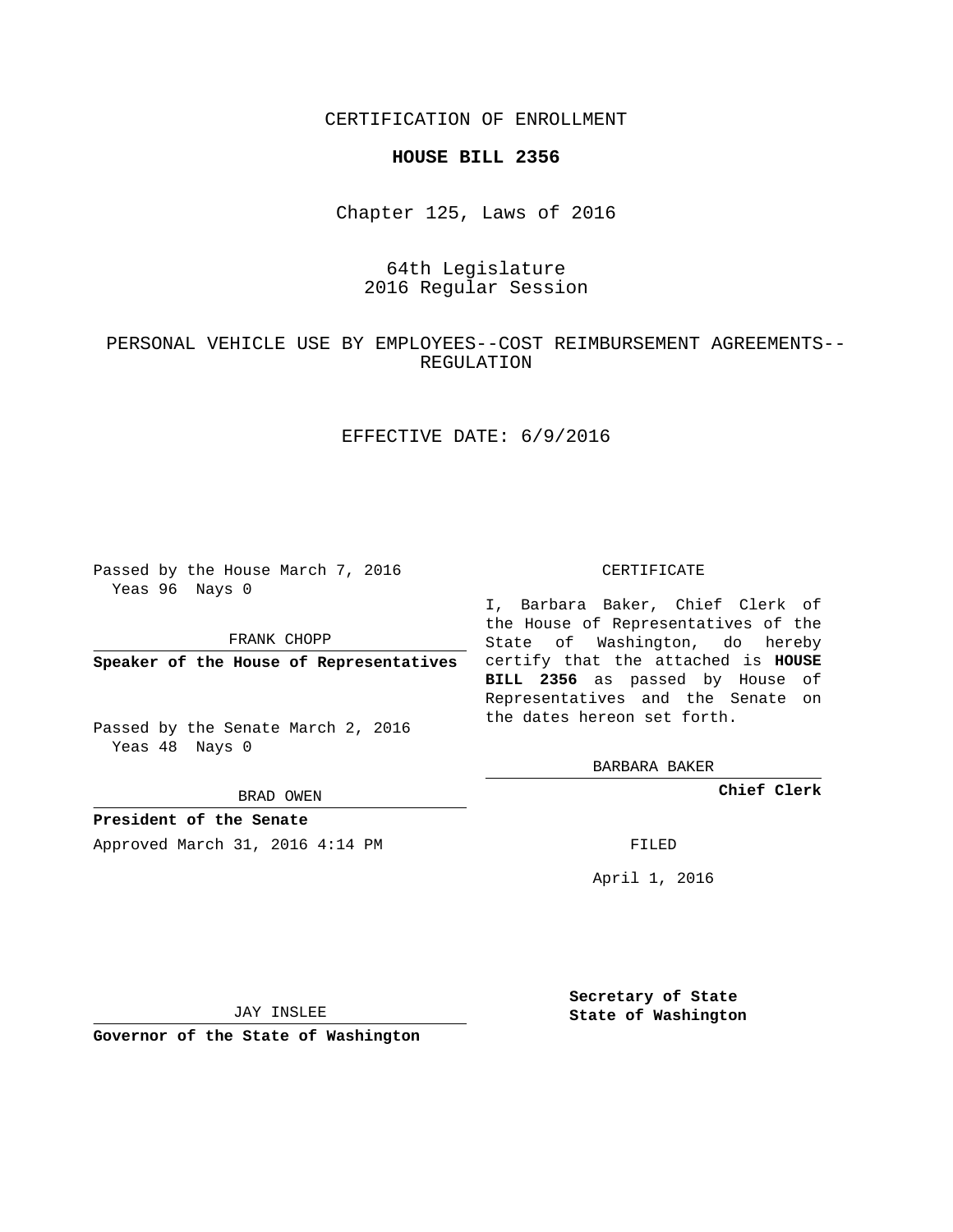CERTIFICATION OF ENROLLMENT

**HOUSE BILL 2356**

Chapter 125, Laws of 2016

64th Legislature
2016 Regular Session

PERSONAL VEHICLE USE BY EMPLOYEES--COST REIMBURSEMENT AGREEMENTS--REGULATION

EFFECTIVE DATE: 6/9/2016

Passed by the House March 7, 2016
Yeas 96 Nays 0

FRANK CHOPP

**Speaker of the House of Representatives**

Passed by the Senate March 2, 2016
Yeas 48 Nays 0

BRAD OWEN

**President of the Senate**

Approved March 31, 2016 4:14 PM

JAY INSLEE

**Governor of the State of Washington**

CERTIFICATE

I, Barbara Baker, Chief Clerk of the House of Representatives of the State of Washington, do hereby certify that the attached is **HOUSE BILL 2356** as passed by House of Representatives and the Senate on the dates hereon set forth.

BARBARA BAKER

**Chief Clerk**

FILED

April 1, 2016

**Secretary of State**
**State of Washington**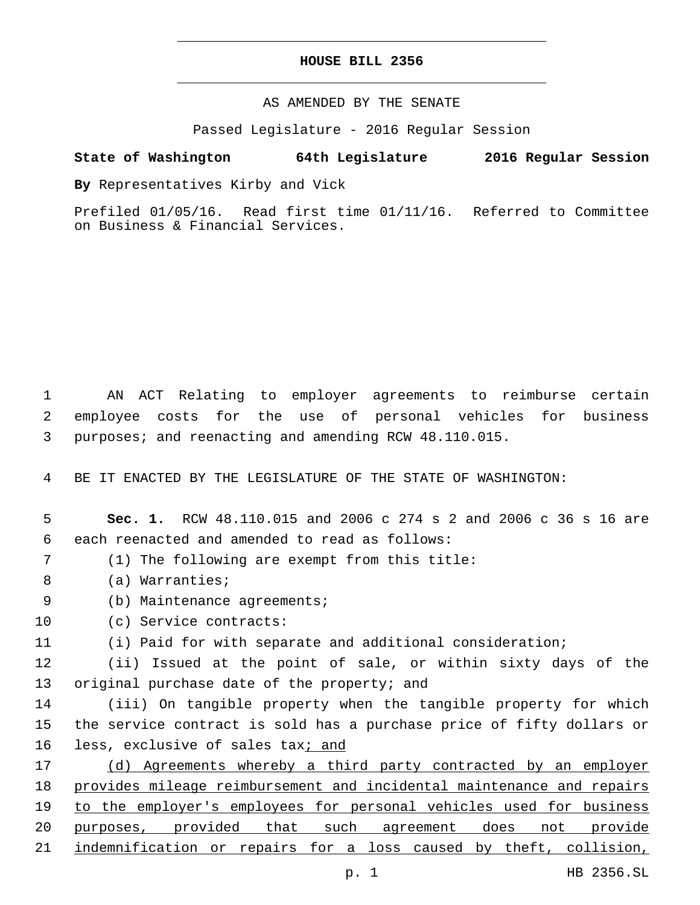# HOUSE BILL 2356

AS AMENDED BY THE SENATE

Passed Legislature - 2016 Regular Session

**State of Washington 64th Legislature 2016 Regular Session**

**By** Representatives Kirby and Vick

Prefiled 01/05/16. Read first time 01/11/16. Referred to Committee on Business & Financial Services.

AN ACT Relating to employer agreements to reimburse certain employee costs for the use of personal vehicles for business purposes; and reenacting and amending RCW 48.110.015.

BE IT ENACTED BY THE LEGISLATURE OF THE STATE OF WASHINGTON:

**Sec. 1.** RCW 48.110.015 and 2006 c 274 s 2 and 2006 c 36 s 16 are each reenacted and amended to read as follows:

(1) The following are exempt from this title:

(a) Warranties;

(b) Maintenance agreements;

(c) Service contracts:

(i) Paid for with separate and additional consideration;

(ii) Issued at the point of sale, or within sixty days of the original purchase date of the property; and

(iii) On tangible property when the tangible property for which the service contract is sold has a purchase price of fifty dollars or less, exclusive of sales tax<u>; and</u>

<u>(d) Agreements whereby a third party contracted by an employer provides mileage reimbursement and incidental maintenance and repairs to the employer's employees for personal vehicles used for business purposes, provided that such agreement does not provide indemnification or repairs for a loss caused by theft, collision,</u>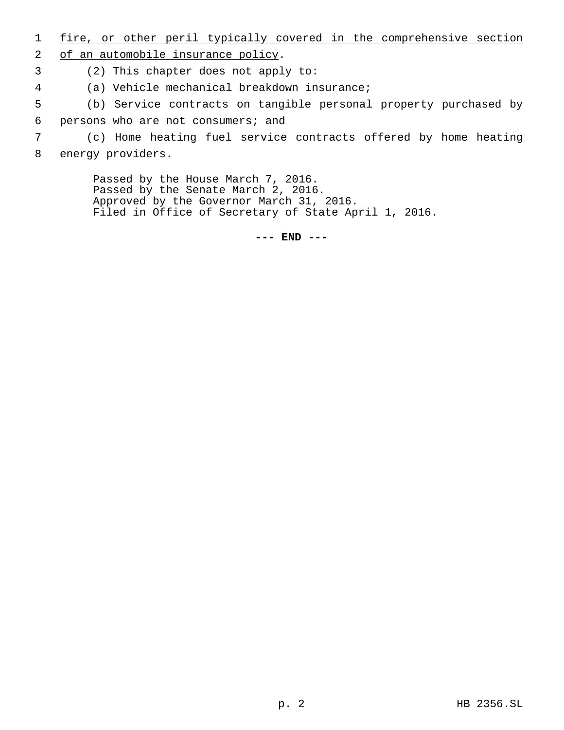fire, or other peril typically covered in the comprehensive section of an automobile insurance policy.

(2) This chapter does not apply to:

(a) Vehicle mechanical breakdown insurance;

(b) Service contracts on tangible personal property purchased by persons who are not consumers; and

(c) Home heating fuel service contracts offered by home heating energy providers.

Passed by the House March 7, 2016.
Passed by the Senate March 2, 2016.
Approved by the Governor March 31, 2016.
Filed in Office of Secretary of State April 1, 2016.

**--- END ---**